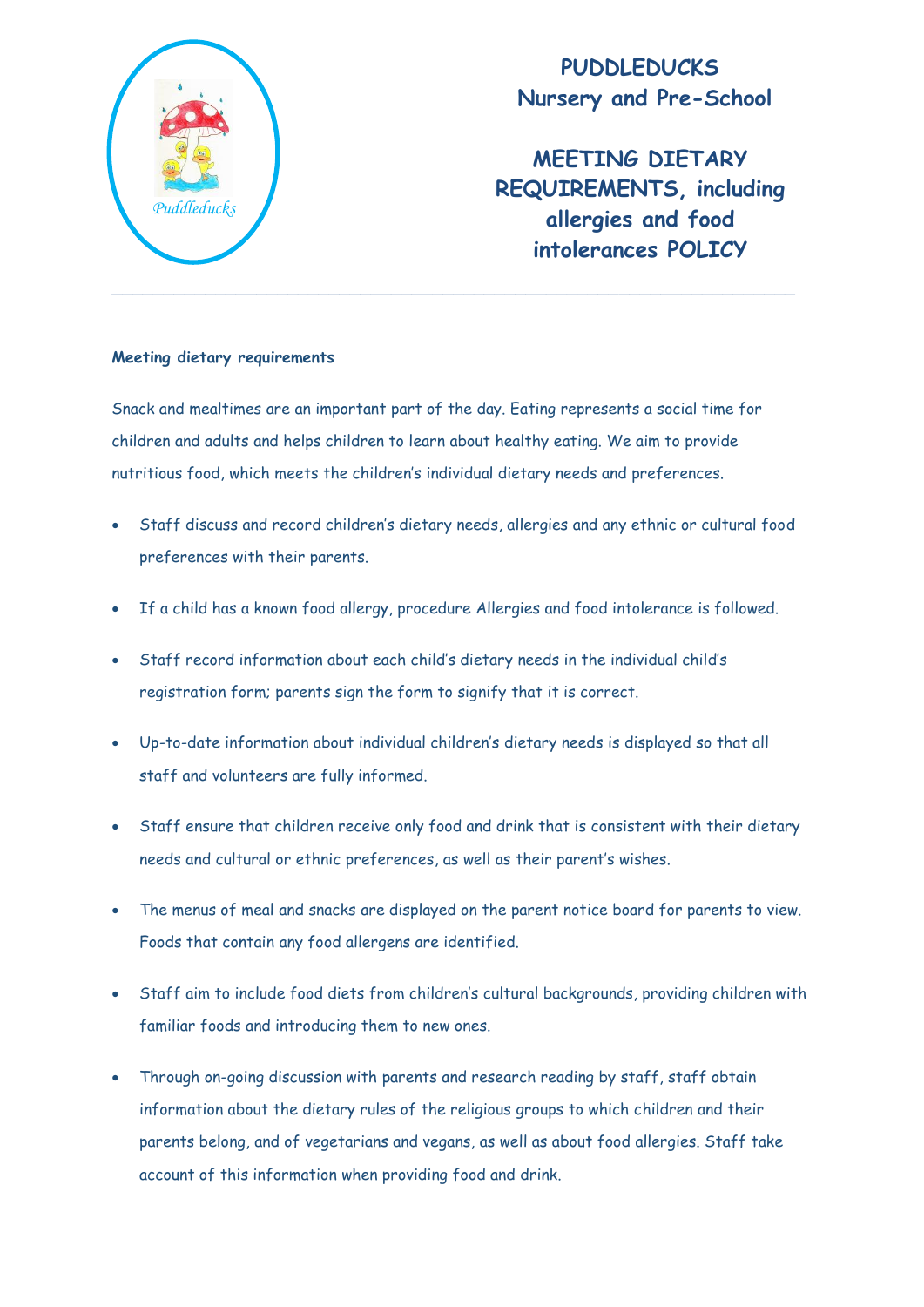# PUDDLEDUCKS
# Nursery and Pre-School

# MEETING DIETARY REQUIREMENTS, including allergies and food intolerances POLICY

---

**Meeting dietary requirements**

Snack and mealtimes are an important part of the day. Eating represents a social time for children and adults and helps children to learn about healthy eating. We aim to provide nutritious food, which meets the children's individual dietary needs and preferences.

- Staff discuss and record children's dietary needs, allergies and any ethnic or cultural food preferences with their parents.
- If a child has a known food allergy, procedure Allergies and food intolerance is followed.
- Staff record information about each child's dietary needs in the individual child's registration form; parents sign the form to signify that it is correct.
- Up-to-date information about individual children's dietary needs is displayed so that all staff and volunteers are fully informed.
- Staff ensure that children receive only food and drink that is consistent with their dietary needs and cultural or ethnic preferences, as well as their parent's wishes.
- The menus of meal and snacks are displayed on the parent notice board for parents to view. Foods that contain any food allergens are identified.
- Staff aim to include food diets from children's cultural backgrounds, providing children with familiar foods and introducing them to new ones.
- Through on-going discussion with parents and research reading by staff, staff obtain information about the dietary rules of the religious groups to which children and their parents belong, and of vegetarians and vegans, as well as about food allergies. Staff take account of this information when providing food and drink.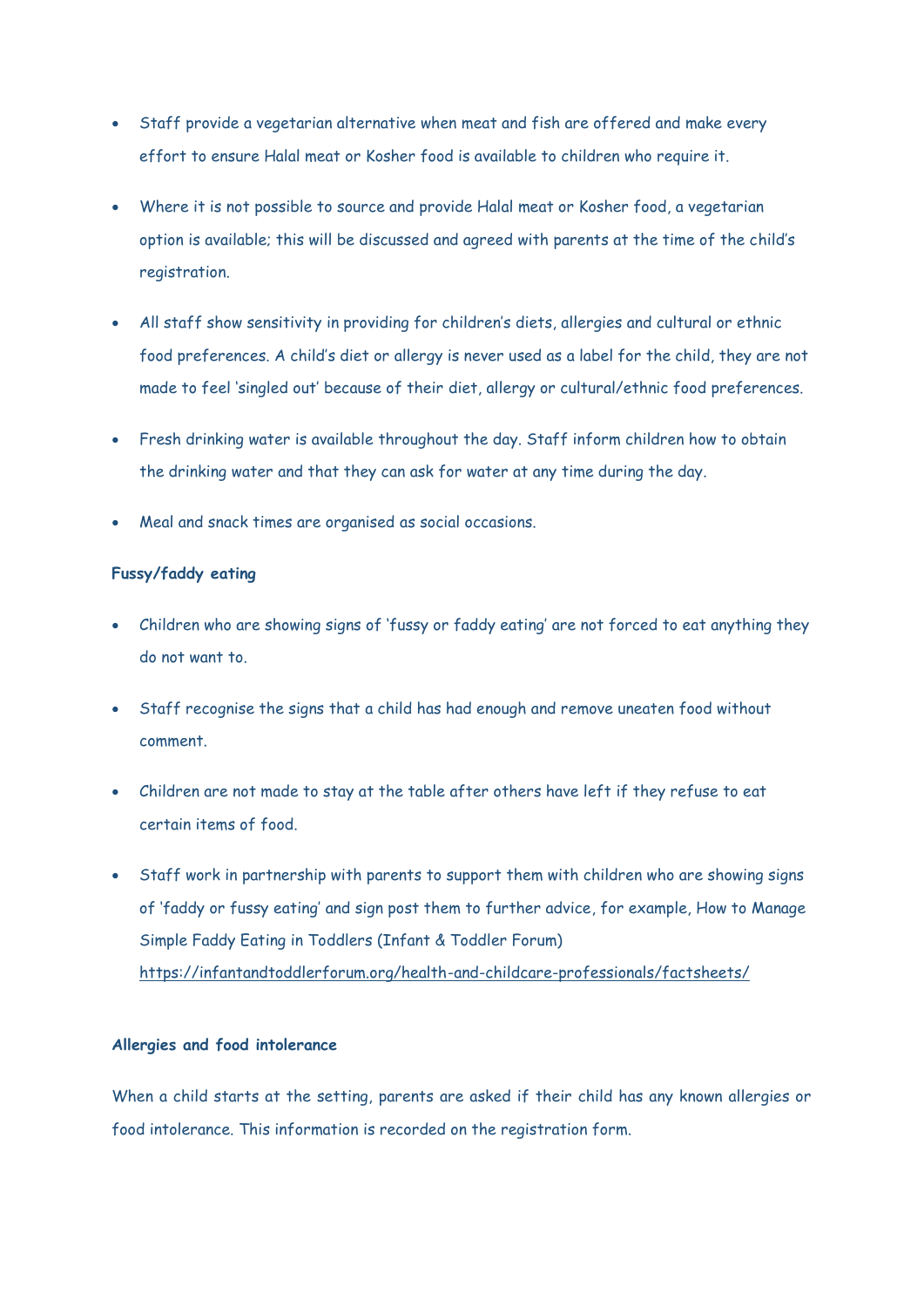- Staff provide a vegetarian alternative when meat and fish are offered and make every effort to ensure Halal meat or Kosher food is available to children who require it.

- Where it is not possible to source and provide Halal meat or Kosher food, a vegetarian option is available; this will be discussed and agreed with parents at the time of the child's registration.

- All staff show sensitivity in providing for children's diets, allergies and cultural or ethnic food preferences. A child's diet or allergy is never used as a label for the child, they are not made to feel 'singled out' because of their diet, allergy or cultural/ethnic food preferences.

- Fresh drinking water is available throughout the day. Staff inform children how to obtain the drinking water and that they can ask for water at any time during the day.

- Meal and snack times are organised as social occasions.

**Fussy/faddy eating**

- Children who are showing signs of 'fussy or faddy eating' are not forced to eat anything they do not want to.

- Staff recognise the signs that a child has had enough and remove uneaten food without comment.

- Children are not made to stay at the table after others have left if they refuse to eat certain items of food.

- Staff work in partnership with parents to support them with children who are showing signs of 'faddy or fussy eating' and sign post them to further advice, for example, How to Manage Simple Faddy Eating in Toddlers (Infant & Toddler Forum) https://infantandtoddlerforum.org/health-and-childcare-professionals/factsheets/

**Allergies and food intolerance**

When a child starts at the setting, parents are asked if their child has any known allergies or food intolerance. This information is recorded on the registration form.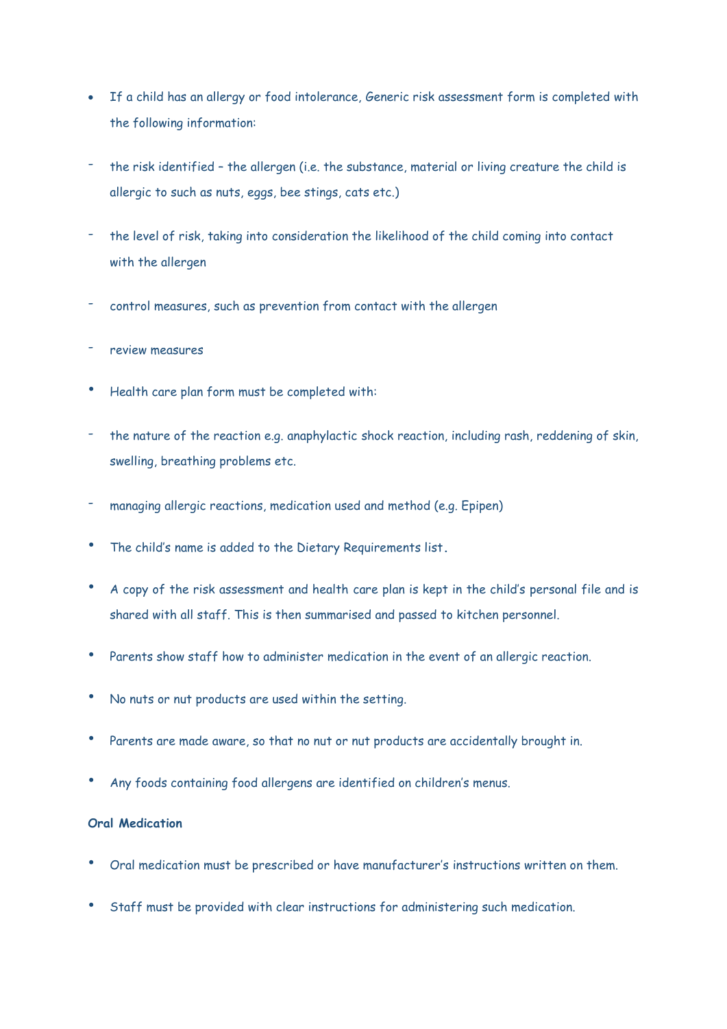- If a child has an allergy or food intolerance, Generic risk assessment form is completed with the following information:
  - the risk identified – the allergen (i.e. the substance, material or living creature the child is allergic to such as nuts, eggs, bee stings, cats etc.)
  - the level of risk, taking into consideration the likelihood of the child coming into contact with the allergen
  - control measures, such as prevention from contact with the allergen
  - review measures
- Health care plan form must be completed with:
  - the nature of the reaction e.g. anaphylactic shock reaction, including rash, reddening of skin, swelling, breathing problems etc.
  - managing allergic reactions, medication used and method (e.g. Epipen)
- The child's name is added to the Dietary Requirements list.
- A copy of the risk assessment and health care plan is kept in the child's personal file and is shared with all staff. This is then summarised and passed to kitchen personnel.
- Parents show staff how to administer medication in the event of an allergic reaction.
- No nuts or nut products are used within the setting.
- Parents are made aware, so that no nut or nut products are accidentally brought in.
- Any foods containing food allergens are identified on children's menus.

**Oral Medication**

- Oral medication must be prescribed or have manufacturer's instructions written on them.
- Staff must be provided with clear instructions for administering such medication.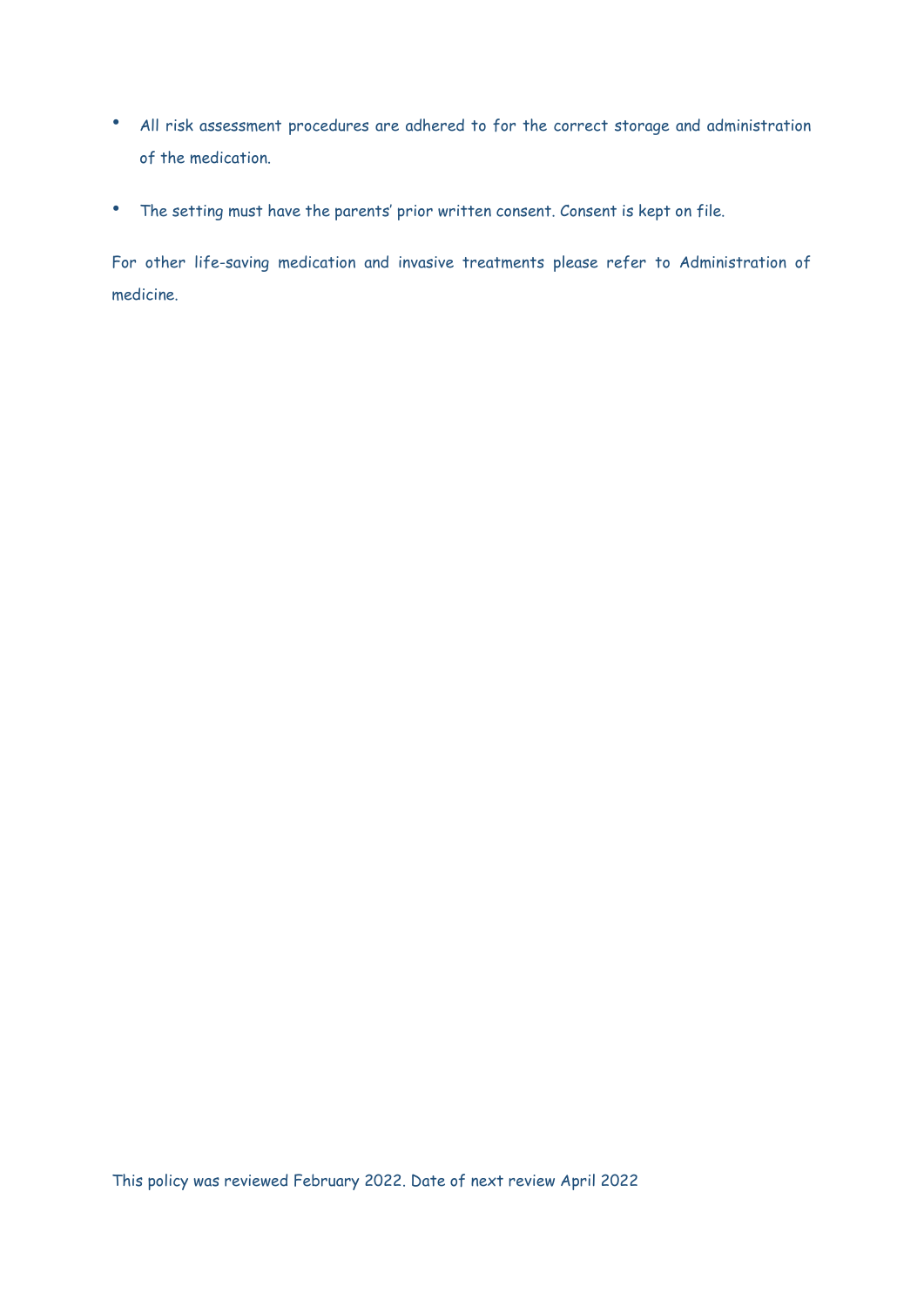- All risk assessment procedures are adhered to for the correct storage and administration of the medication.
- The setting must have the parents' prior written consent. Consent is kept on file.

For other life-saving medication and invasive treatments please refer to Administration of medicine.

This policy was reviewed February 2022. Date of next review April 2022